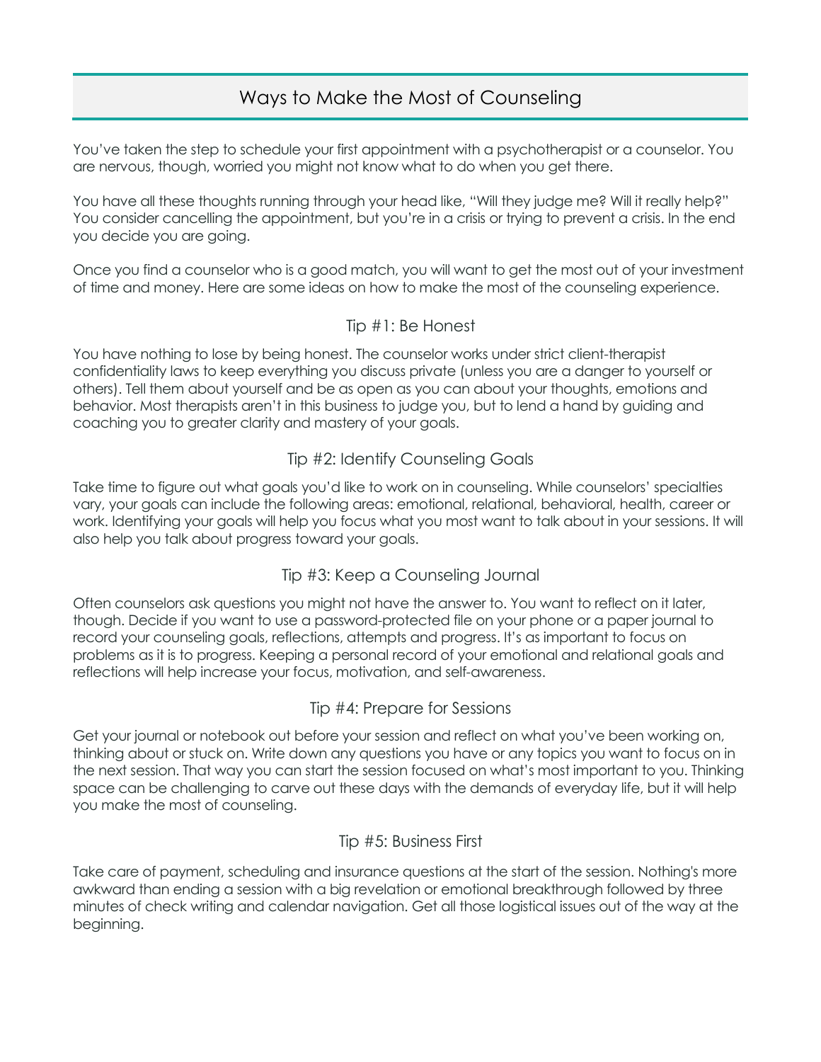# Ways to Make the Most of Counseling

You've taken the step to schedule your first appointment with a psychotherapist or a counselor. You are nervous, though, worried you might not know what to do when you get there.

You have all these thoughts running through your head like, "Will they judge me? Will it really help?" You consider cancelling the appointment, but you're in a crisis or trying to prevent a crisis. In the end you decide you are going.

Once you find a counselor who is a good match, you will want to get the most out of your investment of time and money. Here are some ideas on how to make the most of the counseling experience.

## Tip #1: Be Honest

You have nothing to lose by being honest. The counselor works under strict client-therapist confidentiality laws to keep everything you discuss private (unless you are a danger to yourself or others). Tell them about yourself and be as open as you can about your thoughts, emotions and behavior. Most therapists aren't in this business to judge you, but to lend a hand by guiding and coaching you to greater clarity and mastery of your goals.

## Tip #2: Identify Counseling Goals

Take time to figure out what goals you'd like to work on in counseling. While counselors' specialties vary, your goals can include the following areas: emotional, relational, behavioral, health, career or work. Identifying your goals will help you focus what you most want to talk about in your sessions. It will also help you talk about progress toward your goals.

## Tip #3: Keep a Counseling Journal

Often counselors ask questions you might not have the answer to. You want to reflect on it later, though. Decide if you want to use a password-protected file on your phone or a paper journal to record your counseling goals, reflections, attempts and progress. It's as important to focus on problems as it is to progress. Keeping a personal record of your emotional and relational goals and reflections will help increase your focus, motivation, and self-awareness.

## Tip #4: Prepare for Sessions

Get your journal or notebook out before your session and reflect on what you've been working on, thinking about or stuck on. Write down any questions you have or any topics you want to focus on in the next session. That way you can start the session focused on what's most important to you. Thinking space can be challenging to carve out these days with the demands of everyday life, but it will help you make the most of counseling.

## Tip #5: Business First

Take care of payment, scheduling and insurance questions at the start of the session. Nothing's more awkward than ending a session with a big revelation or emotional breakthrough followed by three minutes of check writing and calendar navigation. Get all those logistical issues out of the way at the beginning.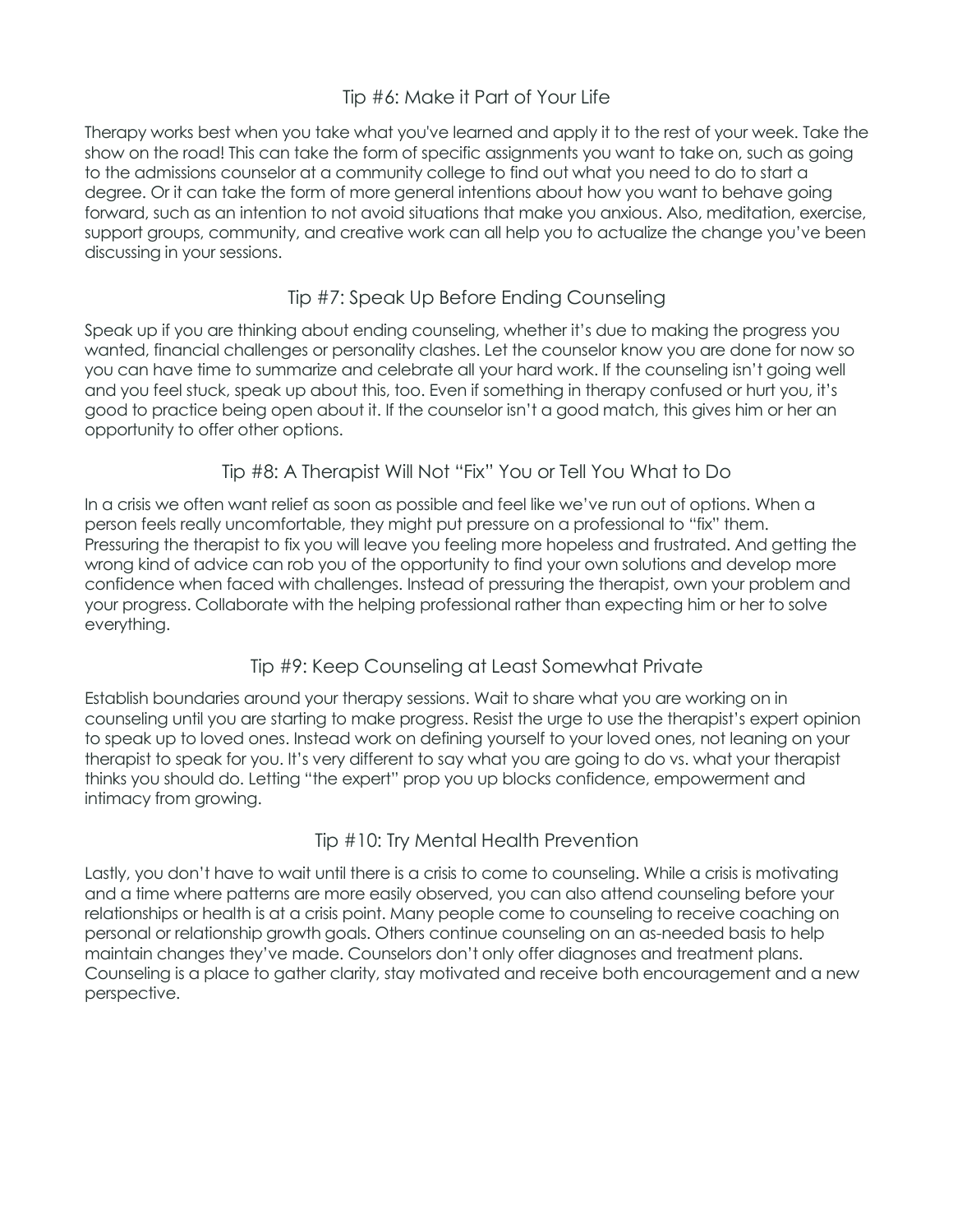## Tip #6: Make it Part of Your Life

Therapy works best when you take what you've learned and apply it to the rest of your week. Take the show on the road! This can take the form of specific assignments you want to take on, such as going to the admissions counselor at a community college to find out what you need to do to start a degree. Or it can take the form of more general intentions about how you want to behave going forward, such as an intention to not avoid situations that make you anxious. Also, meditation, exercise, support groups, community, and creative work can all help you to actualize the change you've been discussing in your sessions.

## Tip #7: Speak Up Before Ending Counseling

Speak up if you are thinking about ending counseling, whether it's due to making the progress you wanted, financial challenges or personality clashes. Let the counselor know you are done for now so you can have time to summarize and celebrate all your hard work. If the counseling isn't going well and you feel stuck, speak up about this, too. Even if something in therapy confused or hurt you, it's good to practice being open about it. If the counselor isn't a good match, this gives him or her an opportunity to offer other options.

## Tip #8: A Therapist Will Not "Fix" You or Tell You What to Do

In a crisis we often want relief as soon as possible and feel like we've run out of options. When a person feels really uncomfortable, they might put pressure on a professional to "fix" them. Pressuring the therapist to fix you will leave you feeling more hopeless and frustrated. And getting the wrong kind of advice can rob you of the opportunity to find your own solutions and develop more confidence when faced with challenges. Instead of pressuring the therapist, own your problem and your progress. Collaborate with the helping professional rather than expecting him or her to solve everything.

## Tip #9: Keep Counseling at Least Somewhat Private

Establish boundaries around your therapy sessions. Wait to share what you are working on in counseling until you are starting to make progress. Resist the urge to use the therapist's expert opinion to speak up to loved ones. Instead work on defining yourself to your loved ones, not leaning on your therapist to speak for you. It's very different to say what you are going to do vs. what your therapist thinks you should do. Letting "the expert" prop you up blocks confidence, empowerment and intimacy from growing.

## Tip #10: Try Mental Health Prevention

Lastly, you don't have to wait until there is a crisis to come to counseling. While a crisis is motivating and a time where patterns are more easily observed, you can also attend counseling before your relationships or health is at a crisis point. Many people come to counseling to receive coaching on personal or relationship growth goals. Others continue counseling on an as-needed basis to help maintain changes they've made. Counselors don't only offer diagnoses and treatment plans. Counseling is a place to gather clarity, stay motivated and receive both encouragement and a new perspective.